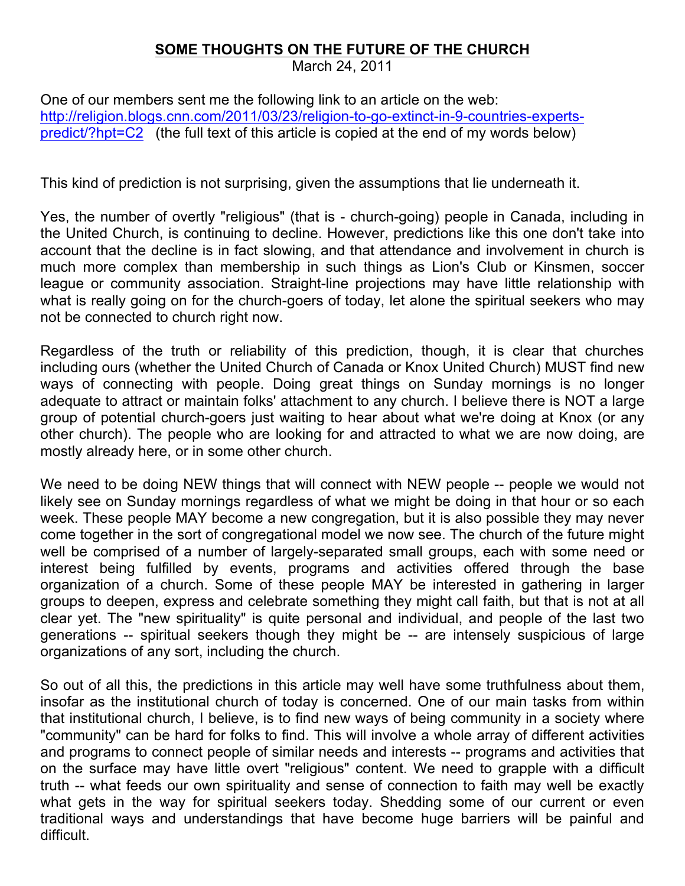# SOME THOUGHTS ON THE FUTURE OF THE CHURCH

March 24, 2011

One of our members sent me the following link to an article on the web: http://religion.blogs.cnn.com/2011/03/23/religion-to-go-extinct-in-9-countries-experts-predict/?hpt=C2 (the full text of this article is copied at the end of my words below)

This kind of prediction is not surprising, given the assumptions that lie underneath it.

Yes, the number of overtly "religious" (that is - church-going) people in Canada, including in the United Church, is continuing to decline. However, predictions like this one don't take into account that the decline is in fact slowing, and that attendance and involvement in church is much more complex than membership in such things as Lion's Club or Kinsmen, soccer league or community association. Straight-line projections may have little relationship with what is really going on for the church-goers of today, let alone the spiritual seekers who may not be connected to church right now.

Regardless of the truth or reliability of this prediction, though, it is clear that churches including ours (whether the United Church of Canada or Knox United Church) MUST find new ways of connecting with people. Doing great things on Sunday mornings is no longer adequate to attract or maintain folks' attachment to any church. I believe there is NOT a large group of potential church-goers just waiting to hear about what we're doing at Knox (or any other church). The people who are looking for and attracted to what we are now doing, are mostly already here, or in some other church.

We need to be doing NEW things that will connect with NEW people -- people we would not likely see on Sunday mornings regardless of what we might be doing in that hour or so each week. These people MAY become a new congregation, but it is also possible they may never come together in the sort of congregational model we now see. The church of the future might well be comprised of a number of largely-separated small groups, each with some need or interest being fulfilled by events, programs and activities offered through the base organization of a church. Some of these people MAY be interested in gathering in larger groups to deepen, express and celebrate something they might call faith, but that is not at all clear yet. The "new spirituality" is quite personal and individual, and people of the last two generations -- spiritual seekers though they might be -- are intensely suspicious of large organizations of any sort, including the church.

So out of all this, the predictions in this article may well have some truthfulness about them, insofar as the institutional church of today is concerned. One of our main tasks from within that institutional church, I believe, is to find new ways of being community in a society where "community" can be hard for folks to find. This will involve a whole array of different activities and programs to connect people of similar needs and interests -- programs and activities that on the surface may have little overt "religious" content. We need to grapple with a difficult truth -- what feeds our own spirituality and sense of connection to faith may well be exactly what gets in the way for spiritual seekers today. Shedding some of our current or even traditional ways and understandings that have become huge barriers will be painful and difficult.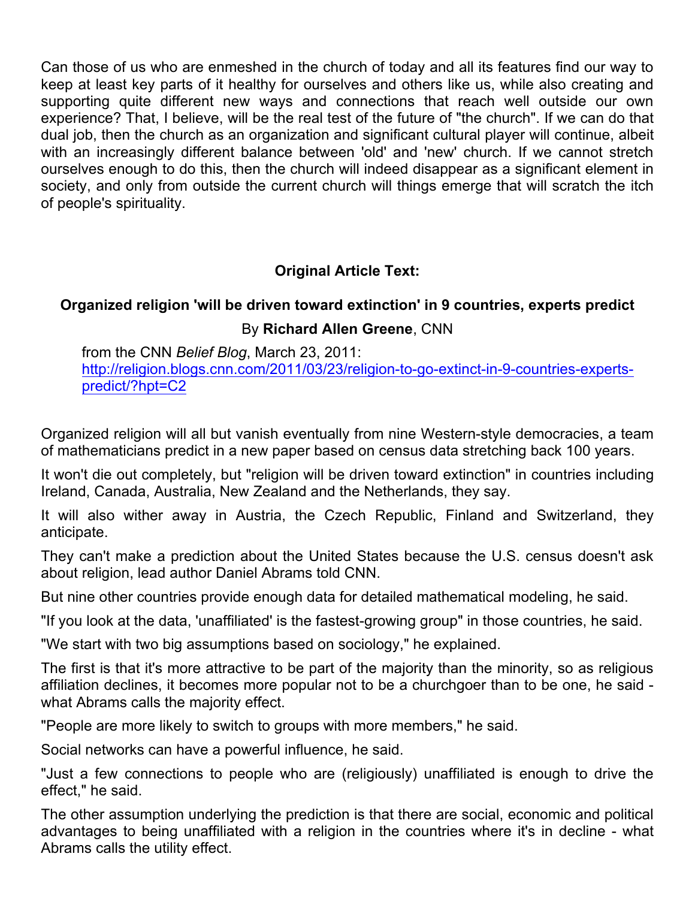Can those of us who are enmeshed in the church of today and all its features find our way to keep at least key parts of it healthy for ourselves and others like us, while also creating and supporting quite different new ways and connections that reach well outside our own experience? That, I believe, will be the real test of the future of "the church". If we can do that dual job, then the church as an organization and significant cultural player will continue, albeit with an increasingly different balance between 'old' and 'new' church. If we cannot stretch ourselves enough to do this, then the church will indeed disappear as a significant element in society, and only from outside the current church will things emerge that will scratch the itch of people's spirituality.

**Original Article Text:**

**Organized religion 'will be driven toward extinction' in 9 countries, experts predict**

By **Richard Allen Greene**, CNN

from the CNN *Belief Blog*, March 23, 2011: http://religion.blogs.cnn.com/2011/03/23/religion-to-go-extinct-in-9-countries-experts-predict/?hpt=C2

Organized religion will all but vanish eventually from nine Western-style democracies, a team of mathematicians predict in a new paper based on census data stretching back 100 years.

It won't die out completely, but "religion will be driven toward extinction" in countries including Ireland, Canada, Australia, New Zealand and the Netherlands, they say.

It will also wither away in Austria, the Czech Republic, Finland and Switzerland, they anticipate.

They can't make a prediction about the United States because the U.S. census doesn't ask about religion, lead author Daniel Abrams told CNN.

But nine other countries provide enough data for detailed mathematical modeling, he said.

"If you look at the data, 'unaffiliated' is the fastest-growing group" in those countries, he said.

"We start with two big assumptions based on sociology," he explained.

The first is that it's more attractive to be part of the majority than the minority, so as religious affiliation declines, it becomes more popular not to be a churchgoer than to be one, he said - what Abrams calls the majority effect.

"People are more likely to switch to groups with more members," he said.

Social networks can have a powerful influence, he said.

"Just a few connections to people who are (religiously) unaffiliated is enough to drive the effect," he said.

The other assumption underlying the prediction is that there are social, economic and political advantages to being unaffiliated with a religion in the countries where it's in decline - what Abrams calls the utility effect.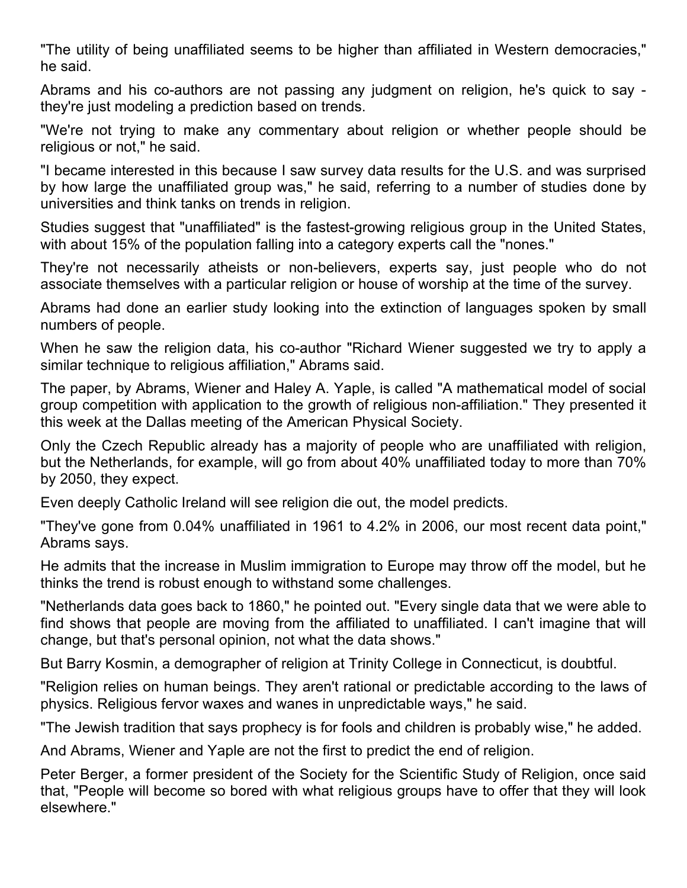"The utility of being unaffiliated seems to be higher than affiliated in Western democracies," he said.

Abrams and his co-authors are not passing any judgment on religion, he's quick to say - they're just modeling a prediction based on trends.

"We're not trying to make any commentary about religion or whether people should be religious or not," he said.

"I became interested in this because I saw survey data results for the U.S. and was surprised by how large the unaffiliated group was," he said, referring to a number of studies done by universities and think tanks on trends in religion.

Studies suggest that "unaffiliated" is the fastest-growing religious group in the United States, with about 15% of the population falling into a category experts call the "nones."

They're not necessarily atheists or non-believers, experts say, just people who do not associate themselves with a particular religion or house of worship at the time of the survey.

Abrams had done an earlier study looking into the extinction of languages spoken by small numbers of people.

When he saw the religion data, his co-author "Richard Wiener suggested we try to apply a similar technique to religious affiliation," Abrams said.

The paper, by Abrams, Wiener and Haley A. Yaple, is called "A mathematical model of social group competition with application to the growth of religious non-affiliation." They presented it this week at the Dallas meeting of the American Physical Society.

Only the Czech Republic already has a majority of people who are unaffiliated with religion, but the Netherlands, for example, will go from about 40% unaffiliated today to more than 70% by 2050, they expect.

Even deeply Catholic Ireland will see religion die out, the model predicts.

"They've gone from 0.04% unaffiliated in 1961 to 4.2% in 2006, our most recent data point," Abrams says.

He admits that the increase in Muslim immigration to Europe may throw off the model, but he thinks the trend is robust enough to withstand some challenges.

"Netherlands data goes back to 1860," he pointed out. "Every single data that we were able to find shows that people are moving from the affiliated to unaffiliated. I can't imagine that will change, but that's personal opinion, not what the data shows."

But Barry Kosmin, a demographer of religion at Trinity College in Connecticut, is doubtful.

"Religion relies on human beings. They aren't rational or predictable according to the laws of physics. Religious fervor waxes and wanes in unpredictable ways," he said.

"The Jewish tradition that says prophecy is for fools and children is probably wise," he added.

And Abrams, Wiener and Yaple are not the first to predict the end of religion.

Peter Berger, a former president of the Society for the Scientific Study of Religion, once said that, "People will become so bored with what religious groups have to offer that they will look elsewhere."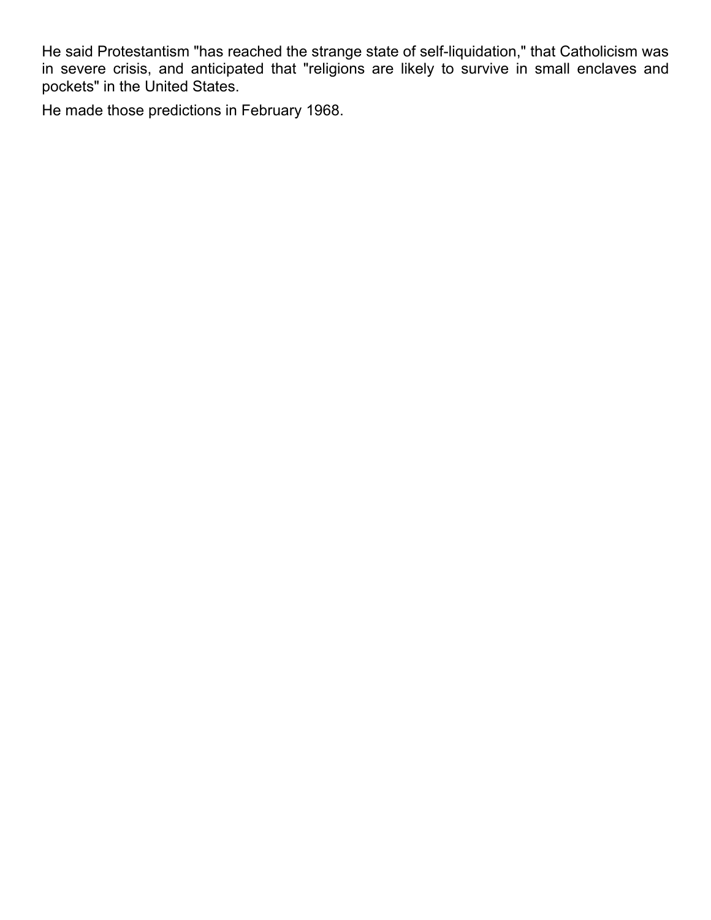He said Protestantism "has reached the strange state of self-liquidation," that Catholicism was in severe crisis, and anticipated that "religions are likely to survive in small enclaves and pockets" in the United States.

He made those predictions in February 1968.